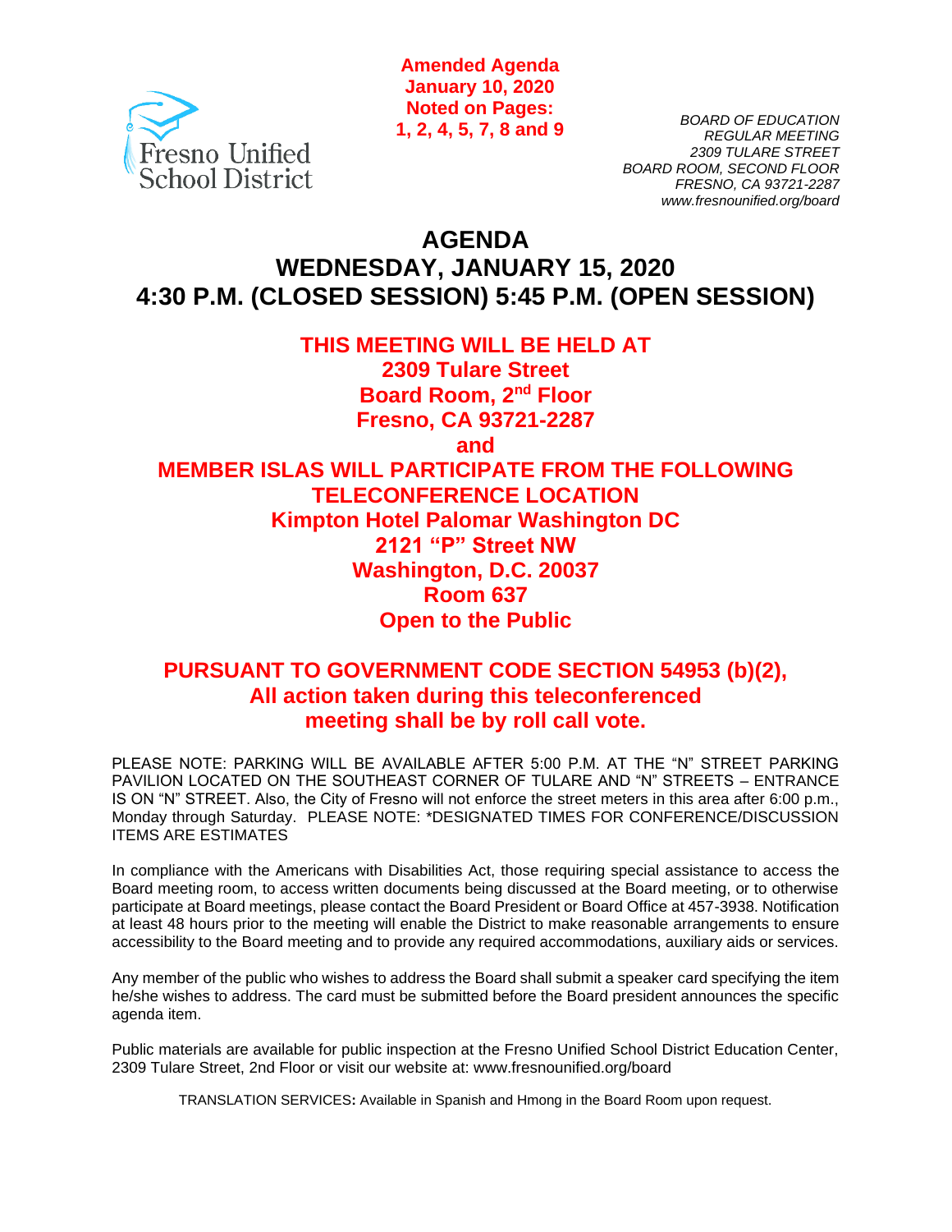Fresno Unified School District

**Amended Agenda**
**January 10, 2020**
**Noted on Pages:**
**1, 2, 4, 5, 7, 8 and 9**

*BOARD OF EDUCATION*
*REGULAR MEETING*
*2309 TULARE STREET*
*BOARD ROOM, SECOND FLOOR*
*FRESNO, CA 93721-2287*
*www.fresnounified.org/board*

# AGENDA
# WEDNESDAY, JANUARY 15, 2020
# 4:30 P.M. (CLOSED SESSION) 5:45 P.M. (OPEN SESSION)

**THIS MEETING WILL BE HELD AT**
**2309 Tulare Street**
**Board Room, 2nd Floor**
**Fresno, CA 93721-2287**
**and**
**MEMBER ISLAS WILL PARTICIPATE FROM THE FOLLOWING TELECONFERENCE LOCATION**
**Kimpton Hotel Palomar Washington DC**
**2121 "P" Street NW**
**Washington, D.C. 20037**
**Room 637**
**Open to the Public**

## PURSUANT TO GOVERNMENT CODE SECTION 54953 (b)(2), All action taken during this teleconferenced meeting shall be by roll call vote.

PLEASE NOTE: PARKING WILL BE AVAILABLE AFTER 5:00 P.M. AT THE "N" STREET PARKING PAVILION LOCATED ON THE SOUTHEAST CORNER OF TULARE AND "N" STREETS – ENTRANCE IS ON "N" STREET. Also, the City of Fresno will not enforce the street meters in this area after 6:00 p.m., Monday through Saturday. PLEASE NOTE: *DESIGNATED TIMES FOR CONFERENCE/DISCUSSION ITEMS ARE ESTIMATES

In compliance with the Americans with Disabilities Act, those requiring special assistance to access the Board meeting room, to access written documents being discussed at the Board meeting, or to otherwise participate at Board meetings, please contact the Board President or Board Office at 457-3938. Notification at least 48 hours prior to the meeting will enable the District to make reasonable arrangements to ensure accessibility to the Board meeting and to provide any required accommodations, auxiliary aids or services.

Any member of the public who wishes to address the Board shall submit a speaker card specifying the item he/she wishes to address. The card must be submitted before the Board president announces the specific agenda item.

Public materials are available for public inspection at the Fresno Unified School District Education Center, 2309 Tulare Street, 2nd Floor or visit our website at: www.fresnounified.org/board

TRANSLATION SERVICES**:** Available in Spanish and Hmong in the Board Room upon request.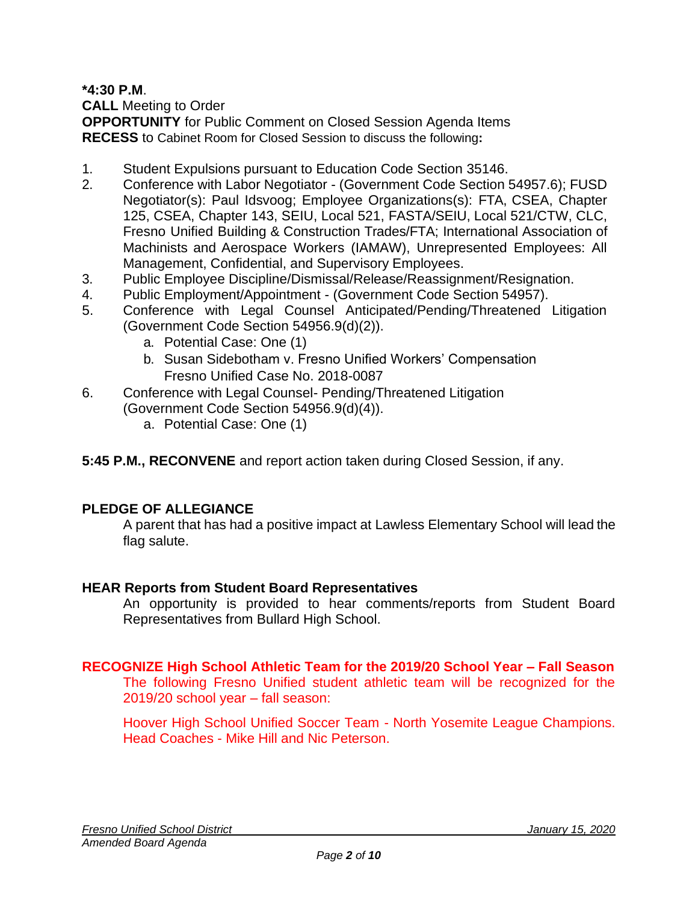**\*4:30 P.M**.
**CALL** Meeting to Order
**OPPORTUNITY** for Public Comment on Closed Session Agenda Items
**RECESS** to Cabinet Room for Closed Session to discuss the following**:**

1. Student Expulsions pursuant to Education Code Section 35146.
2. Conference with Labor Negotiator - (Government Code Section 54957.6); FUSD Negotiator(s): Paul Idsvoog; Employee Organizations(s): FTA, CSEA, Chapter 125, CSEA, Chapter 143, SEIU, Local 521, FASTA/SEIU, Local 521/CTW, CLC, Fresno Unified Building & Construction Trades/FTA; International Association of Machinists and Aerospace Workers (IAMAW), Unrepresented Employees: All Management, Confidential, and Supervisory Employees.
3. Public Employee Discipline/Dismissal/Release/Reassignment/Resignation.
4. Public Employment/Appointment - (Government Code Section 54957).
5. Conference with Legal Counsel Anticipated/Pending/Threatened Litigation (Government Code Section 54956.9(d)(2)).
   a. Potential Case: One (1)
   b. Susan Sidebotham v. Fresno Unified Workers' Compensation
      Fresno Unified Case No. 2018-0087
6. Conference with Legal Counsel- Pending/Threatened Litigation (Government Code Section 54956.9(d)(4)).
   a. Potential Case: One (1)

**5:45 P.M., RECONVENE** and report action taken during Closed Session, if any.

**PLEDGE OF ALLEGIANCE**

A parent that has had a positive impact at Lawless Elementary School will lead the flag salute.

**HEAR Reports from Student Board Representatives**

An opportunity is provided to hear comments/reports from Student Board Representatives from Bullard High School.

**RECOGNIZE High School Athletic Team for the 2019/20 School Year – Fall Season**

The following Fresno Unified student athletic team will be recognized for the 2019/20 school year – fall season:

Hoover High School Unified Soccer Team - North Yosemite League Champions. Head Coaches - Mike Hill and Nic Peterson.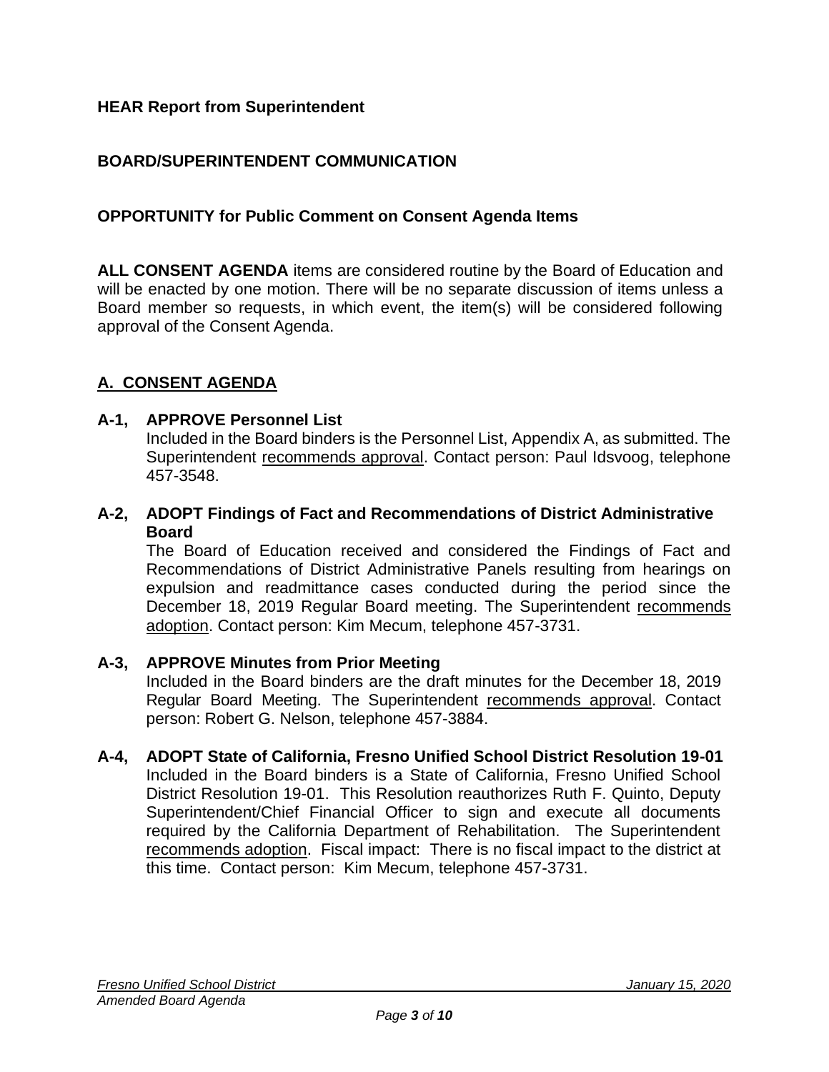**HEAR Report from Superintendent**

**BOARD/SUPERINTENDENT COMMUNICATION**

**OPPORTUNITY for Public Comment on Consent Agenda Items**

**ALL CONSENT AGENDA** items are considered routine by the Board of Education and will be enacted by one motion. There will be no separate discussion of items unless a Board member so requests, in which event, the item(s) will be considered following approval of the Consent Agenda.

## A. CONSENT AGENDA

**A-1, APPROVE Personnel List**
Included in the Board binders is the Personnel List, Appendix A, as submitted. The Superintendent recommends approval. Contact person: Paul Idsvoog, telephone 457-3548.

**A-2, ADOPT Findings of Fact and Recommendations of District Administrative Board**
The Board of Education received and considered the Findings of Fact and Recommendations of District Administrative Panels resulting from hearings on expulsion and readmittance cases conducted during the period since the December 18, 2019 Regular Board meeting. The Superintendent recommends adoption. Contact person: Kim Mecum, telephone 457-3731.

**A-3, APPROVE Minutes from Prior Meeting**
Included in the Board binders are the draft minutes for the December 18, 2019 Regular Board Meeting. The Superintendent recommends approval. Contact person: Robert G. Nelson, telephone 457-3884.

**A-4, ADOPT State of California, Fresno Unified School District Resolution 19-01**
Included in the Board binders is a State of California, Fresno Unified School District Resolution 19-01. This Resolution reauthorizes Ruth F. Quinto, Deputy Superintendent/Chief Financial Officer to sign and execute all documents required by the California Department of Rehabilitation. The Superintendent recommends adoption. Fiscal impact: There is no fiscal impact to the district at this time. Contact person: Kim Mecum, telephone 457-3731.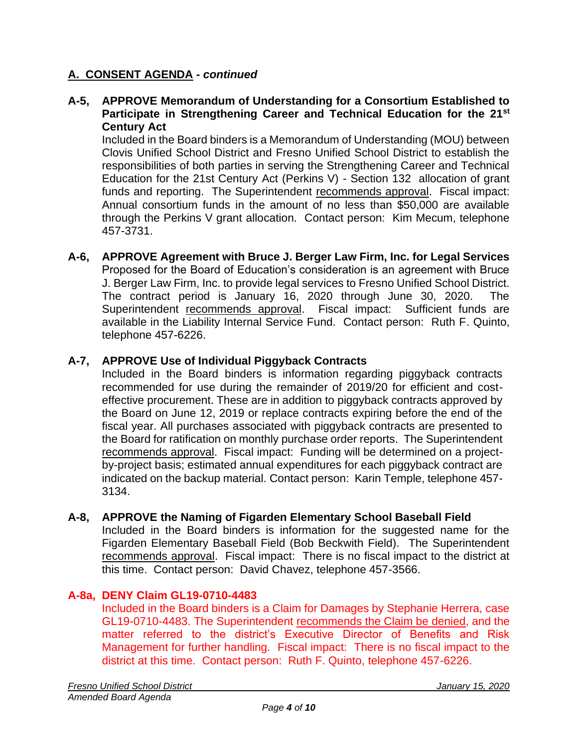## A. CONSENT AGENDA - *continued*

**A-5, APPROVE Memorandum of Understanding for a Consortium Established to Participate in Strengthening Career and Technical Education for the 21st Century Act**

Included in the Board binders is a Memorandum of Understanding (MOU) between Clovis Unified School District and Fresno Unified School District to establish the responsibilities of both parties in serving the Strengthening Career and Technical Education for the 21st Century Act (Perkins V) - Section 132 allocation of grant funds and reporting. The Superintendent recommends approval. Fiscal impact: Annual consortium funds in the amount of no less than $50,000 are available through the Perkins V grant allocation. Contact person: Kim Mecum, telephone 457-3731.

**A-6, APPROVE Agreement with Bruce J. Berger Law Firm, Inc. for Legal Services**

Proposed for the Board of Education's consideration is an agreement with Bruce J. Berger Law Firm, Inc. to provide legal services to Fresno Unified School District. The contract period is January 16, 2020 through June 30, 2020. The Superintendent recommends approval. Fiscal impact: Sufficient funds are available in the Liability Internal Service Fund. Contact person: Ruth F. Quinto, telephone 457-6226.

**A-7, APPROVE Use of Individual Piggyback Contracts**

Included in the Board binders is information regarding piggyback contracts recommended for use during the remainder of 2019/20 for efficient and cost-effective procurement. These are in addition to piggyback contracts approved by the Board on June 12, 2019 or replace contracts expiring before the end of the fiscal year. All purchases associated with piggyback contracts are presented to the Board for ratification on monthly purchase order reports. The Superintendent recommends approval. Fiscal impact: Funding will be determined on a project-by-project basis; estimated annual expenditures for each piggyback contract are indicated on the backup material. Contact person: Karin Temple, telephone 457-3134.

**A-8, APPROVE the Naming of Figarden Elementary School Baseball Field**

Included in the Board binders is information for the suggested name for the Figarden Elementary Baseball Field (Bob Beckwith Field). The Superintendent recommends approval. Fiscal impact: There is no fiscal impact to the district at this time. Contact person: David Chavez, telephone 457-3566.

**A-8a, DENY Claim GL19-0710-4483**

Included in the Board binders is a Claim for Damages by Stephanie Herrera, case GL19-0710-4483. The Superintendent recommends the Claim be denied, and the matter referred to the district's Executive Director of Benefits and Risk Management for further handling. Fiscal impact: There is no fiscal impact to the district at this time. Contact person: Ruth F. Quinto, telephone 457-6226.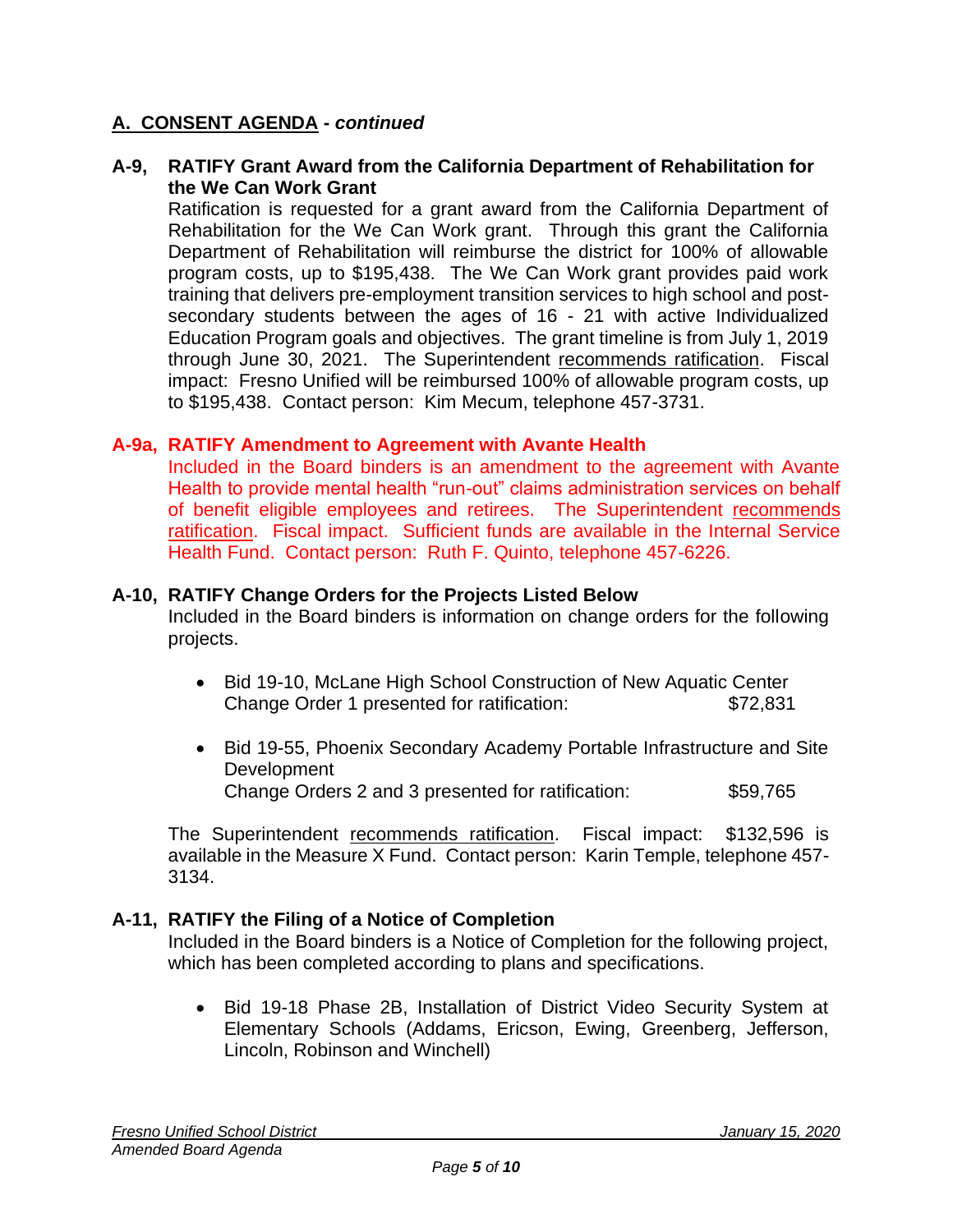## A. CONSENT AGENDA - *continued*

**A-9, RATIFY Grant Award from the California Department of Rehabilitation for the We Can Work Grant**

Ratification is requested for a grant award from the California Department of Rehabilitation for the We Can Work grant. Through this grant the California Department of Rehabilitation will reimburse the district for 100% of allowable program costs, up to $195,438. The We Can Work grant provides paid work training that delivers pre-employment transition services to high school and post-secondary students between the ages of 16 - 21 with active Individualized Education Program goals and objectives. The grant timeline is from July 1, 2019 through June 30, 2021. The Superintendent recommends ratification. Fiscal impact: Fresno Unified will be reimbursed 100% of allowable program costs, up to $195,438. Contact person: Kim Mecum, telephone 457-3731.

**A-9a, RATIFY Amendment to Agreement with Avante Health**

Included in the Board binders is an amendment to the agreement with Avante Health to provide mental health "run-out" claims administration services on behalf of benefit eligible employees and retirees. The Superintendent recommends ratification. Fiscal impact. Sufficient funds are available in the Internal Service Health Fund. Contact person: Ruth F. Quinto, telephone 457-6226.

**A-10, RATIFY Change Orders for the Projects Listed Below**

Included in the Board binders is information on change orders for the following projects.

- Bid 19-10, McLane High School Construction of New Aquatic Center
  Change Order 1 presented for ratification: $72,831

- Bid 19-55, Phoenix Secondary Academy Portable Infrastructure and Site Development
  Change Orders 2 and 3 presented for ratification: $59,765

The Superintendent recommends ratification. Fiscal impact: $132,596 is available in the Measure X Fund. Contact person: Karin Temple, telephone 457-3134.

**A-11, RATIFY the Filing of a Notice of Completion**

Included in the Board binders is a Notice of Completion for the following project, which has been completed according to plans and specifications.

- Bid 19-18 Phase 2B, Installation of District Video Security System at Elementary Schools (Addams, Ericson, Ewing, Greenberg, Jefferson, Lincoln, Robinson and Winchell)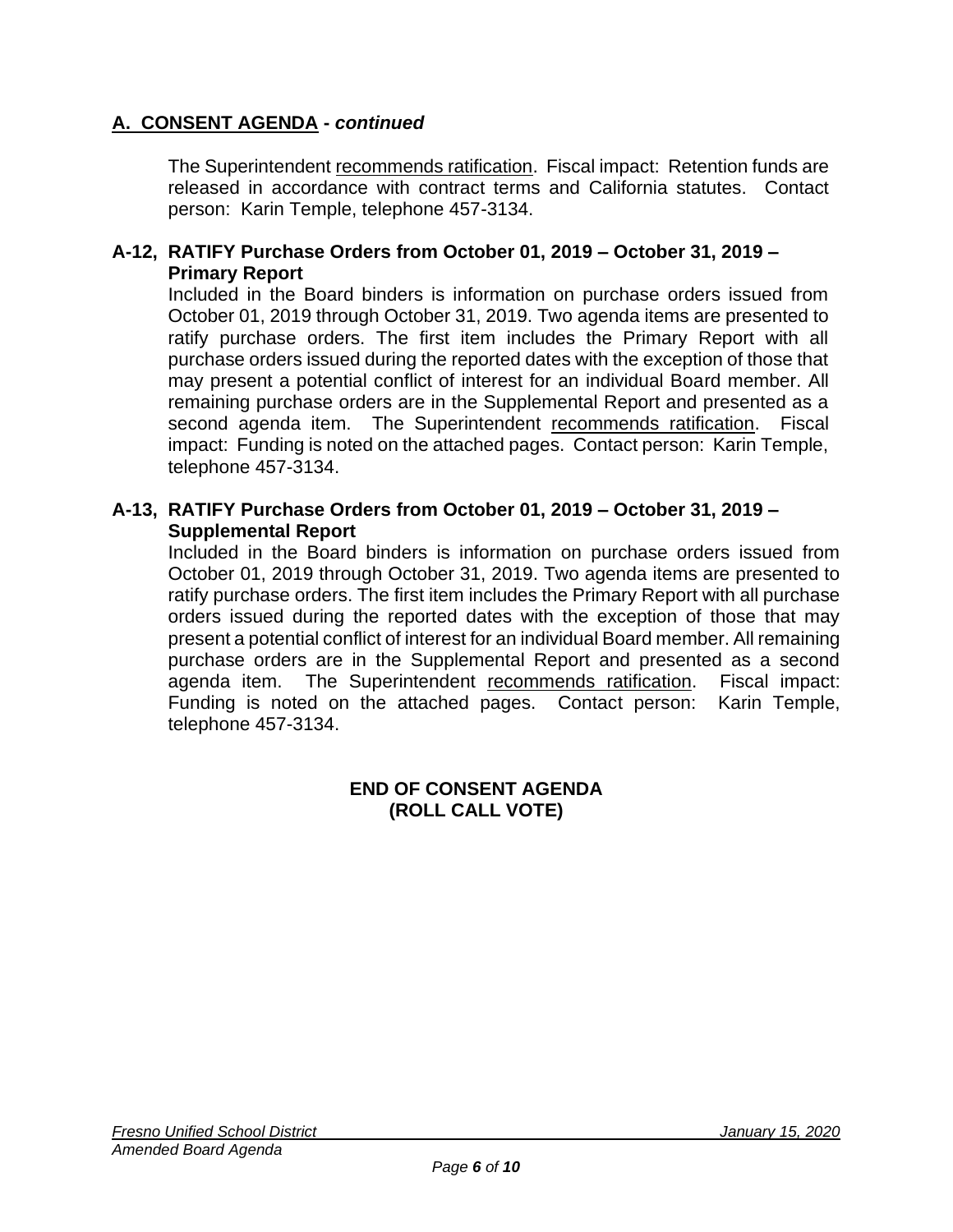## A. CONSENT AGENDA - *continued*

The Superintendent recommends ratification. Fiscal impact: Retention funds are released in accordance with contract terms and California statutes. Contact person: Karin Temple, telephone 457-3134.

**A-12, RATIFY Purchase Orders from October 01, 2019 – October 31, 2019 – Primary Report**

Included in the Board binders is information on purchase orders issued from October 01, 2019 through October 31, 2019. Two agenda items are presented to ratify purchase orders. The first item includes the Primary Report with all purchase orders issued during the reported dates with the exception of those that may present a potential conflict of interest for an individual Board member. All remaining purchase orders are in the Supplemental Report and presented as a second agenda item. The Superintendent recommends ratification. Fiscal impact: Funding is noted on the attached pages. Contact person: Karin Temple, telephone 457-3134.

**A-13, RATIFY Purchase Orders from October 01, 2019 – October 31, 2019 – Supplemental Report**

Included in the Board binders is information on purchase orders issued from October 01, 2019 through October 31, 2019. Two agenda items are presented to ratify purchase orders. The first item includes the Primary Report with all purchase orders issued during the reported dates with the exception of those that may present a potential conflict of interest for an individual Board member. All remaining purchase orders are in the Supplemental Report and presented as a second agenda item. The Superintendent recommends ratification. Fiscal impact: Funding is noted on the attached pages. Contact person: Karin Temple, telephone 457-3134.

**END OF CONSENT AGENDA**
**(ROLL CALL VOTE)**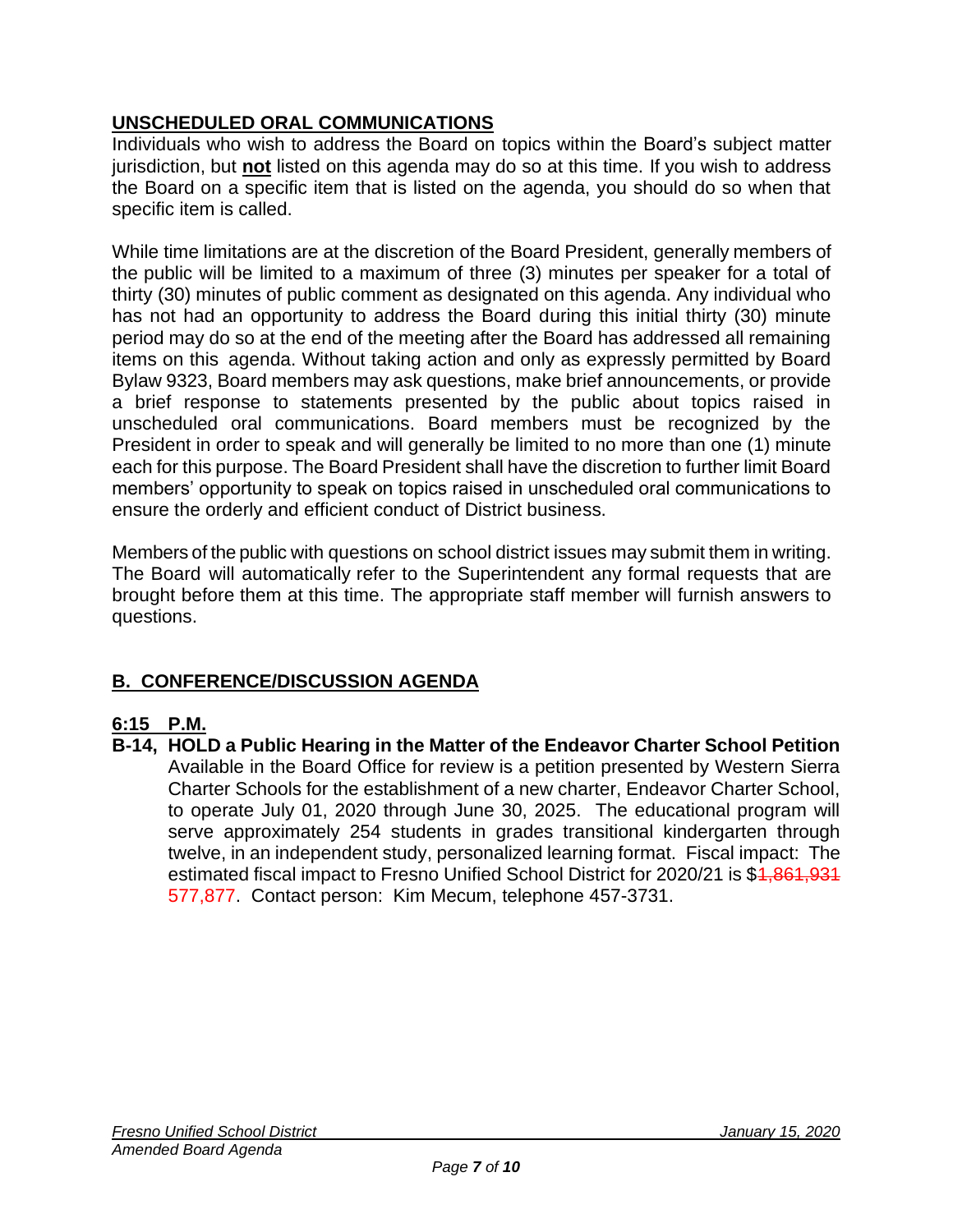## UNSCHEDULED ORAL COMMUNICATIONS

Individuals who wish to address the Board on topics within the Board's subject matter jurisdiction, but **not** listed on this agenda may do so at this time. If you wish to address the Board on a specific item that is listed on the agenda, you should do so when that specific item is called.

While time limitations are at the discretion of the Board President, generally members of the public will be limited to a maximum of three (3) minutes per speaker for a total of thirty (30) minutes of public comment as designated on this agenda. Any individual who has not had an opportunity to address the Board during this initial thirty (30) minute period may do so at the end of the meeting after the Board has addressed all remaining items on this agenda. Without taking action and only as expressly permitted by Board Bylaw 9323, Board members may ask questions, make brief announcements, or provide a brief response to statements presented by the public about topics raised in unscheduled oral communications. Board members must be recognized by the President in order to speak and will generally be limited to no more than one (1) minute each for this purpose. The Board President shall have the discretion to further limit Board members' opportunity to speak on topics raised in unscheduled oral communications to ensure the orderly and efficient conduct of District business.

Members of the public with questions on school district issues may submit them in writing. The Board will automatically refer to the Superintendent any formal requests that are brought before them at this time. The appropriate staff member will furnish answers to questions.

## B. CONFERENCE/DISCUSSION AGENDA

### 6:15 P.M.

**B-14, HOLD a Public Hearing in the Matter of the Endeavor Charter School Petition**
Available in the Board Office for review is a petition presented by Western Sierra Charter Schools for the establishment of a new charter, Endeavor Charter School, to operate July 01, 2020 through June 30, 2025. The educational program will serve approximately 254 students in grades transitional kindergarten through twelve, in an independent study, personalized learning format. Fiscal impact: The estimated fiscal impact to Fresno Unified School District for 2020/21 is $~~1,861,931~~ 577,877. Contact person: Kim Mecum, telephone 457-3731.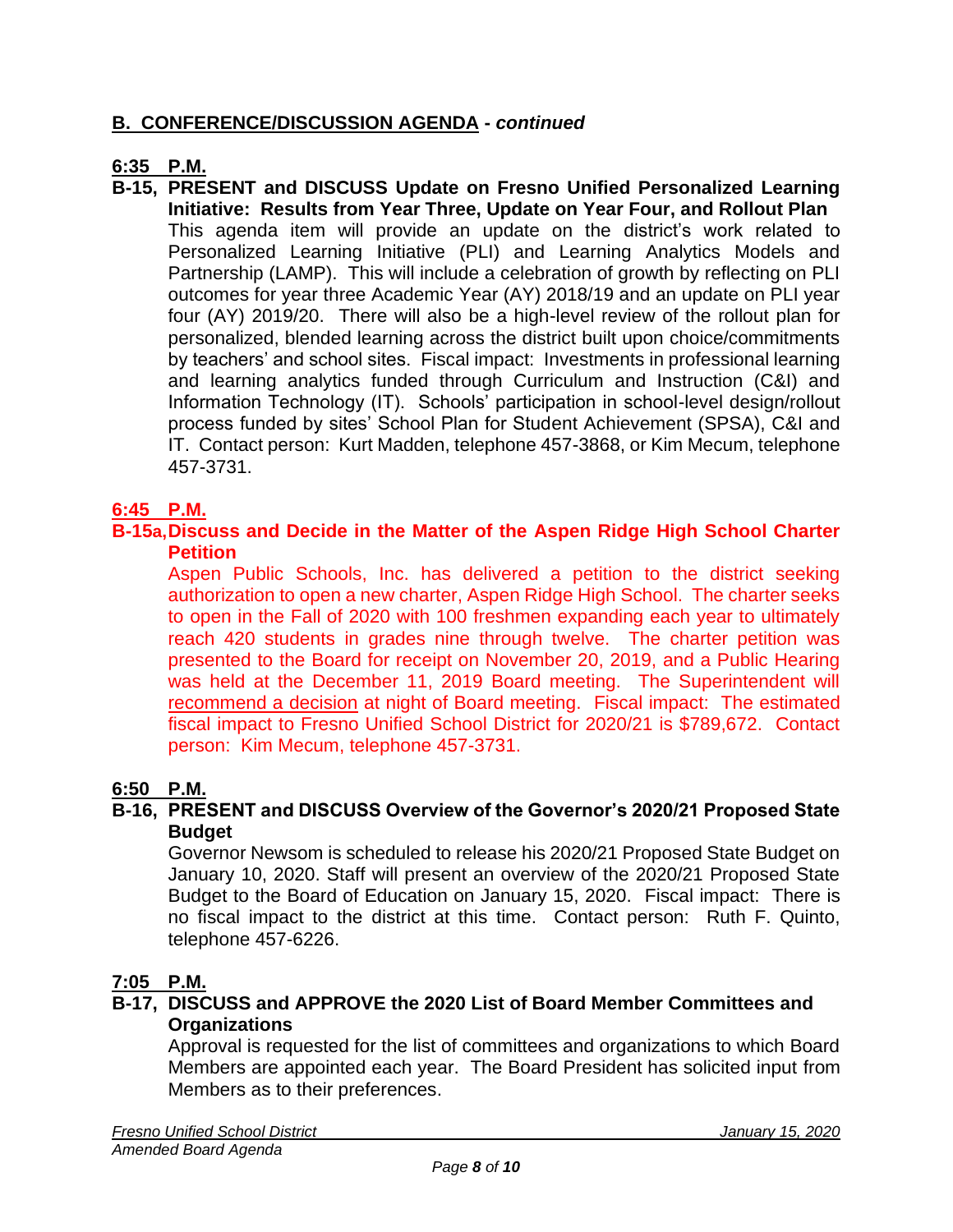## B. CONFERENCE/DISCUSSION AGENDA - *continued*

**6:35 P.M.**

**B-15, PRESENT and DISCUSS Update on Fresno Unified Personalized Learning Initiative: Results from Year Three, Update on Year Four, and Rollout Plan**

This agenda item will provide an update on the district's work related to Personalized Learning Initiative (PLI) and Learning Analytics Models and Partnership (LAMP). This will include a celebration of growth by reflecting on PLI outcomes for year three Academic Year (AY) 2018/19 and an update on PLI year four (AY) 2019/20. There will also be a high-level review of the rollout plan for personalized, blended learning across the district built upon choice/commitments by teachers' and school sites. Fiscal impact: Investments in professional learning and learning analytics funded through Curriculum and Instruction (C&I) and Information Technology (IT). Schools' participation in school-level design/rollout process funded by sites' School Plan for Student Achievement (SPSA), C&I and IT. Contact person: Kurt Madden, telephone 457-3868, or Kim Mecum, telephone 457-3731.

**6:45 P.M.**

**B-15a, Discuss and Decide in the Matter of the Aspen Ridge High School Charter Petition**

Aspen Public Schools, Inc. has delivered a petition to the district seeking authorization to open a new charter, Aspen Ridge High School. The charter seeks to open in the Fall of 2020 with 100 freshmen expanding each year to ultimately reach 420 students in grades nine through twelve. The charter petition was presented to the Board for receipt on November 20, 2019, and a Public Hearing was held at the December 11, 2019 Board meeting. The Superintendent will recommend a decision at night of Board meeting. Fiscal impact: The estimated fiscal impact to Fresno Unified School District for 2020/21 is $789,672. Contact person: Kim Mecum, telephone 457-3731.

**6:50 P.M.**

**B-16, PRESENT and DISCUSS Overview of the Governor's 2020/21 Proposed State Budget**

Governor Newsom is scheduled to release his 2020/21 Proposed State Budget on January 10, 2020. Staff will present an overview of the 2020/21 Proposed State Budget to the Board of Education on January 15, 2020. Fiscal impact: There is no fiscal impact to the district at this time. Contact person: Ruth F. Quinto, telephone 457-6226.

**7:05 P.M.**

**B-17, DISCUSS and APPROVE the 2020 List of Board Member Committees and Organizations**

Approval is requested for the list of committees and organizations to which Board Members are appointed each year. The Board President has solicited input from Members as to their preferences.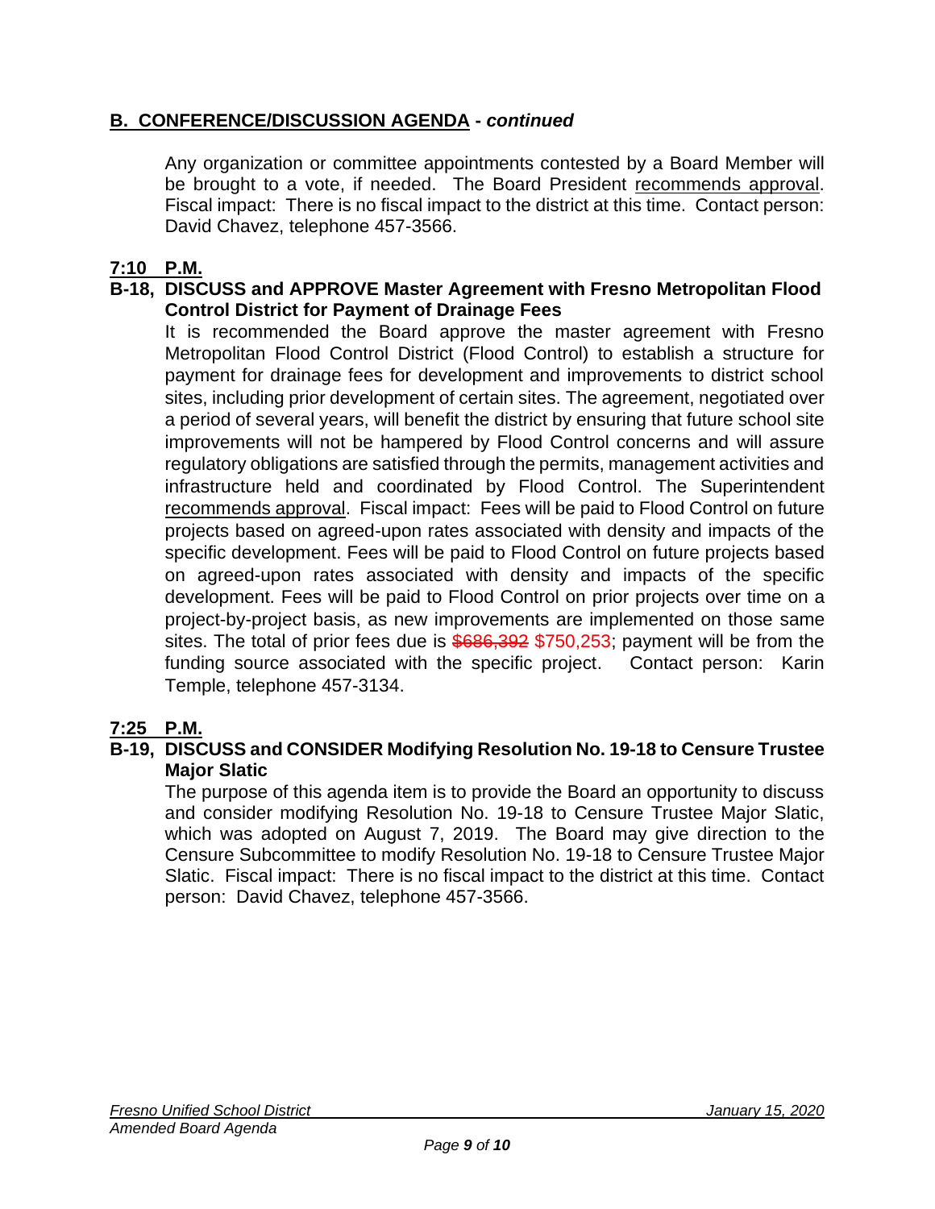## B. CONFERENCE/DISCUSSION AGENDA - *continued*

Any organization or committee appointments contested by a Board Member will be brought to a vote, if needed. The Board President recommends approval. Fiscal impact: There is no fiscal impact to the district at this time. Contact person: David Chavez, telephone 457-3566.

**7:10 P.M.**

**B-18, DISCUSS and APPROVE Master Agreement with Fresno Metropolitan Flood Control District for Payment of Drainage Fees**

It is recommended the Board approve the master agreement with Fresno Metropolitan Flood Control District (Flood Control) to establish a structure for payment for drainage fees for development and improvements to district school sites, including prior development of certain sites. The agreement, negotiated over a period of several years, will benefit the district by ensuring that future school site improvements will not be hampered by Flood Control concerns and will assure regulatory obligations are satisfied through the permits, management activities and infrastructure held and coordinated by Flood Control. The Superintendent recommends approval. Fiscal impact: Fees will be paid to Flood Control on future projects based on agreed-upon rates associated with density and impacts of the specific development. Fees will be paid to Flood Control on future projects based on agreed-upon rates associated with density and impacts of the specific development. Fees will be paid to Flood Control on prior projects over time on a project-by-project basis, as new improvements are implemented on those same sites. The total of prior fees due is ~~$686,392~~ $750,253; payment will be from the funding source associated with the specific project. Contact person: Karin Temple, telephone 457-3134.

**7:25 P.M.**

**B-19, DISCUSS and CONSIDER Modifying Resolution No. 19-18 to Censure Trustee Major Slatic**

The purpose of this agenda item is to provide the Board an opportunity to discuss and consider modifying Resolution No. 19-18 to Censure Trustee Major Slatic, which was adopted on August 7, 2019. The Board may give direction to the Censure Subcommittee to modify Resolution No. 19-18 to Censure Trustee Major Slatic. Fiscal impact: There is no fiscal impact to the district at this time. Contact person: David Chavez, telephone 457-3566.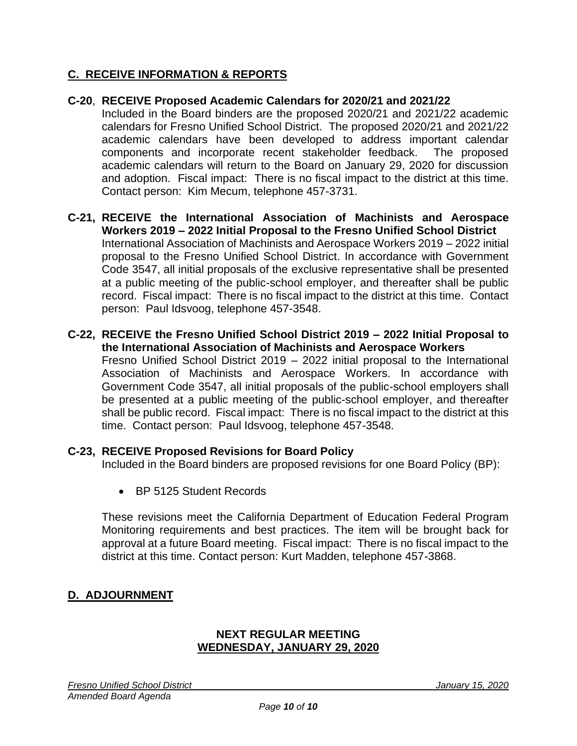## C. RECEIVE INFORMATION & REPORTS

**C-20, RECEIVE Proposed Academic Calendars for 2020/21 and 2021/22**
Included in the Board binders are the proposed 2020/21 and 2021/22 academic calendars for Fresno Unified School District. The proposed 2020/21 and 2021/22 academic calendars have been developed to address important calendar components and incorporate recent stakeholder feedback. The proposed academic calendars will return to the Board on January 29, 2020 for discussion and adoption. Fiscal impact: There is no fiscal impact to the district at this time. Contact person: Kim Mecum, telephone 457-3731.

**C-21, RECEIVE the International Association of Machinists and Aerospace Workers 2019 – 2022 Initial Proposal to the Fresno Unified School District**
International Association of Machinists and Aerospace Workers 2019 – 2022 initial proposal to the Fresno Unified School District. In accordance with Government Code 3547, all initial proposals of the exclusive representative shall be presented at a public meeting of the public-school employer, and thereafter shall be public record. Fiscal impact: There is no fiscal impact to the district at this time. Contact person: Paul Idsvoog, telephone 457-3548.

**C-22, RECEIVE the Fresno Unified School District 2019 – 2022 Initial Proposal to the International Association of Machinists and Aerospace Workers**
Fresno Unified School District 2019 – 2022 initial proposal to the International Association of Machinists and Aerospace Workers. In accordance with Government Code 3547, all initial proposals of the public-school employers shall be presented at a public meeting of the public-school employer, and thereafter shall be public record. Fiscal impact: There is no fiscal impact to the district at this time. Contact person: Paul Idsvoog, telephone 457-3548.

**C-23, RECEIVE Proposed Revisions for Board Policy**
Included in the Board binders are proposed revisions for one Board Policy (BP):

- BP 5125 Student Records

These revisions meet the California Department of Education Federal Program Monitoring requirements and best practices. The item will be brought back for approval at a future Board meeting. Fiscal impact: There is no fiscal impact to the district at this time. Contact person: Kurt Madden, telephone 457-3868.

## D. ADJOURNMENT

**NEXT REGULAR MEETING**
**WEDNESDAY, JANUARY 29, 2020**